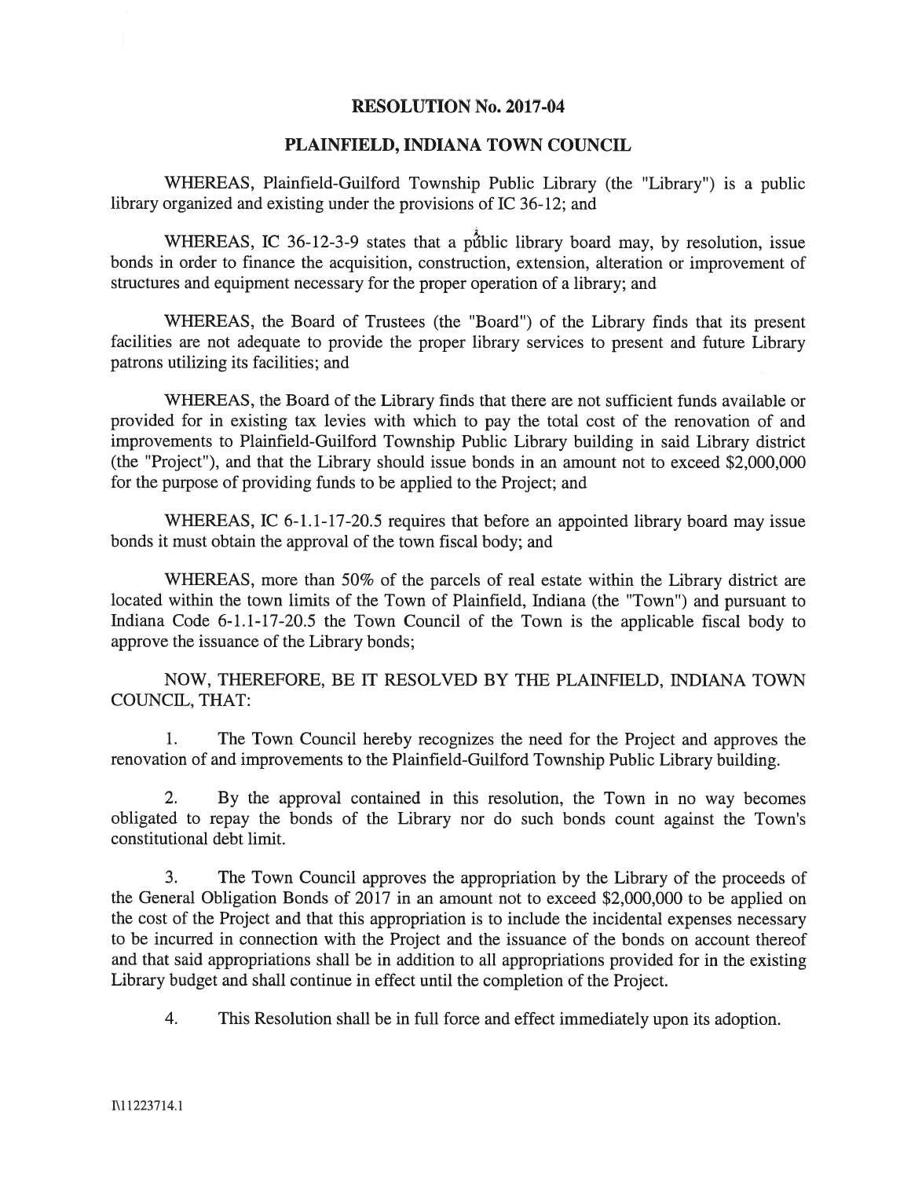# RESOLUTION No. 2017-04

## PLAINFIELD, INDIANA TOWN COUNCIL

WHEREAS, Plainfield-Guilford Township Public Library (the "Library") is a public library organized and existing under the provisions of IC 36-12; and

WHEREAS, IC 36-12-3-9 states that a public library board may, by resolution, issue bonds in order to finance the acquisition, construction, extension, alteration or improvement of structures and equipment necessary for the proper operation of a library; and

WHEREAS, the Board of Trustees (the "Board") of the Library finds that its present facilities are not adequate to provide the proper library services to present and future Library patrons utilizing its facilities; and

WHEREAS, the Board of the Library finds that there are not sufficient funds available or provided for in existing tax levies with which to pay the total cost of the renovation of and improvements to Plainfield-Guilford Township Public Library building in said Library district (the "Project"), and that the Library should issue bonds in an amount not to exceed $2,000,000 for the purpose of providing funds to be applied to the Project; and

WHEREAS, IC 6-1.1-17-20.5 requires that before an appointed library board may issue bonds it must obtain the approval of the town fiscal body; and

WHEREAS, more than 50% of the parcels of real estate within the Library district are located within the town limits of the Town of Plainfield, Indiana (the "Town") and pursuant to Indiana Code 6-1.1-17-20.5 the Town Council of the Town is the applicable fiscal body to approve the issuance of the Library bonds;

NOW, THEREFORE, BE IT RESOLVED BY THE PLAINFIELD, INDIANA TOWN COUNCIL, THAT:

1. The Town Council hereby recognizes the need for the Project and approves the renovation of and improvements to the Plainfield-Guilford Township Public Library building.

2. By the approval contained in this resolution, the Town in no way becomes obligated to repay the bonds of the Library nor do such bonds count against the Town's constitutional debt limit.

3. The Town Council approves the appropriation by the Library of the proceeds of the General Obligation Bonds of 2017 in an amount not to exceed $2,000,000 to be applied on the cost of the Project and that this appropriation is to include the incidental expenses necessary to be incurred in connection with the Project and the issuance of the bonds on account thereof and that said appropriations shall be in addition to all appropriations provided for in the existing Library budget and shall continue in effect until the completion of the Project.

4. This Resolution shall be in full force and effect immediately upon its adoption.

I\11223714.1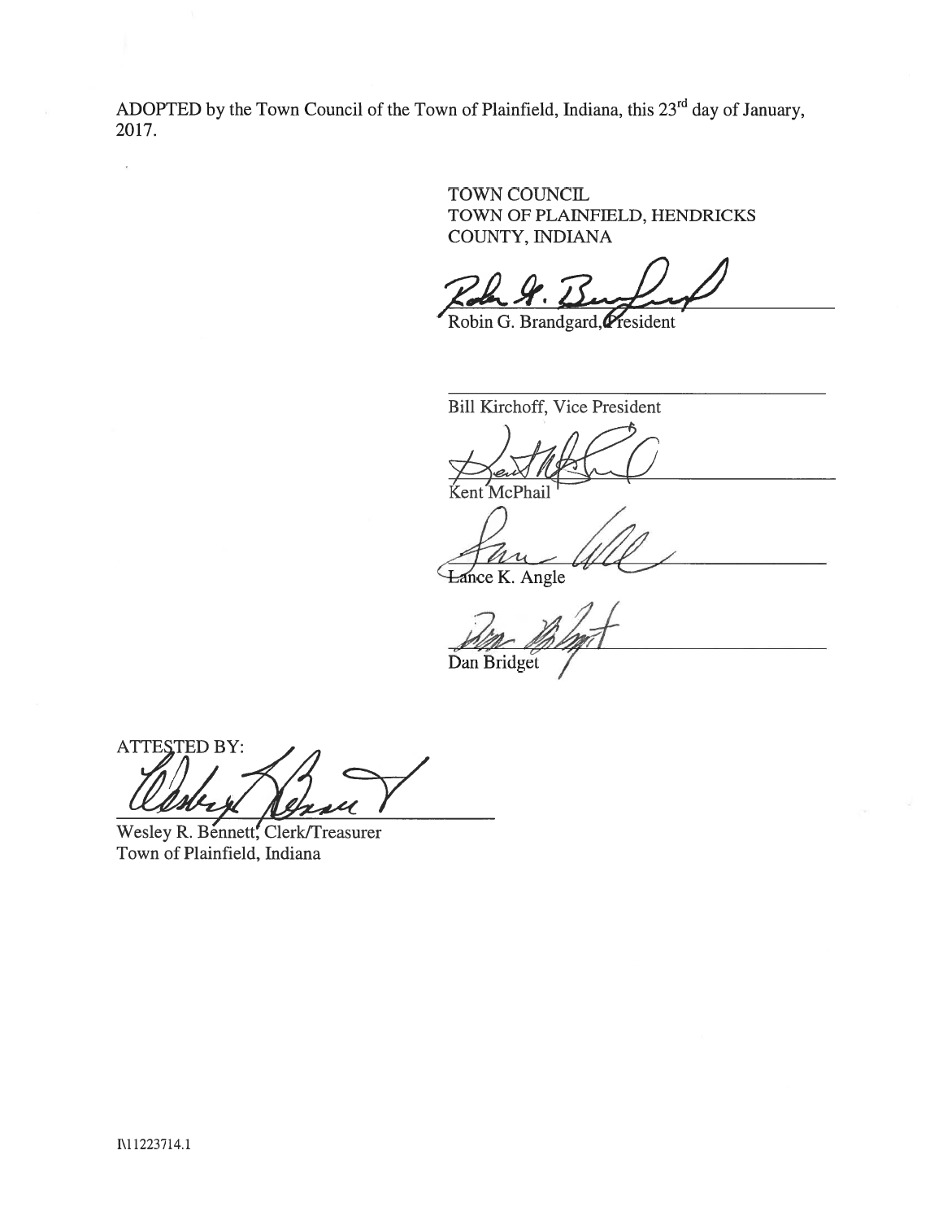ADOPTED by the Town Council of the Town of Plainfield, Indiana, this 23rd day of January, 2017.

TOWN COUNCIL
TOWN OF PLAINFIELD, HENDRICKS COUNTY, INDIANA

Robin G. Brandgard, President

Bill Kirchoff, Vice President

Kent McPhail

Lance K. Angle

Dan Bridget

ATTESTED BY:

Wesley R. Bennett, Clerk/Treasurer
Town of Plainfield, Indiana

I\11223714.1